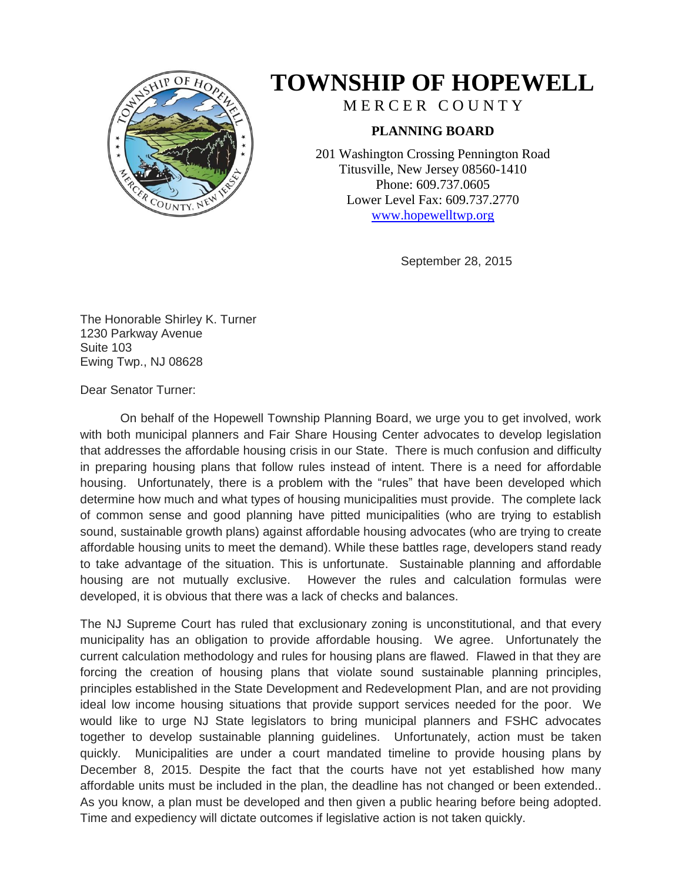# TOWNSHIP OF HOPEWELL

MERCER COUNTY

**PLANNING BOARD**

201 Washington Crossing Pennington Road
Titusville, New Jersey 08560-1410
Phone: 609.737.0605
Lower Level Fax: 609.737.2770
www.hopewelltwp.org

September 28, 2015

The Honorable Shirley K. Turner
1230 Parkway Avenue
Suite 103
Ewing Twp., NJ 08628

Dear Senator Turner:

On behalf of the Hopewell Township Planning Board, we urge you to get involved, work with both municipal planners and Fair Share Housing Center advocates to develop legislation that addresses the affordable housing crisis in our State. There is much confusion and difficulty in preparing housing plans that follow rules instead of intent. There is a need for affordable housing. Unfortunately, there is a problem with the "rules" that have been developed which determine how much and what types of housing municipalities must provide. The complete lack of common sense and good planning have pitted municipalities (who are trying to establish sound, sustainable growth plans) against affordable housing advocates (who are trying to create affordable housing units to meet the demand). While these battles rage, developers stand ready to take advantage of the situation. This is unfortunate. Sustainable planning and affordable housing are not mutually exclusive. However the rules and calculation formulas were developed, it is obvious that there was a lack of checks and balances.

The NJ Supreme Court has ruled that exclusionary zoning is unconstitutional, and that every municipality has an obligation to provide affordable housing. We agree. Unfortunately the current calculation methodology and rules for housing plans are flawed. Flawed in that they are forcing the creation of housing plans that violate sound sustainable planning principles, principles established in the State Development and Redevelopment Plan, and are not providing ideal low income housing situations that provide support services needed for the poor. We would like to urge NJ State legislators to bring municipal planners and FSHC advocates together to develop sustainable planning guidelines. Unfortunately, action must be taken quickly. Municipalities are under a court mandated timeline to provide housing plans by December 8, 2015. Despite the fact that the courts have not yet established how many affordable units must be included in the plan, the deadline has not changed or been extended.. As you know, a plan must be developed and then given a public hearing before being adopted. Time and expediency will dictate outcomes if legislative action is not taken quickly.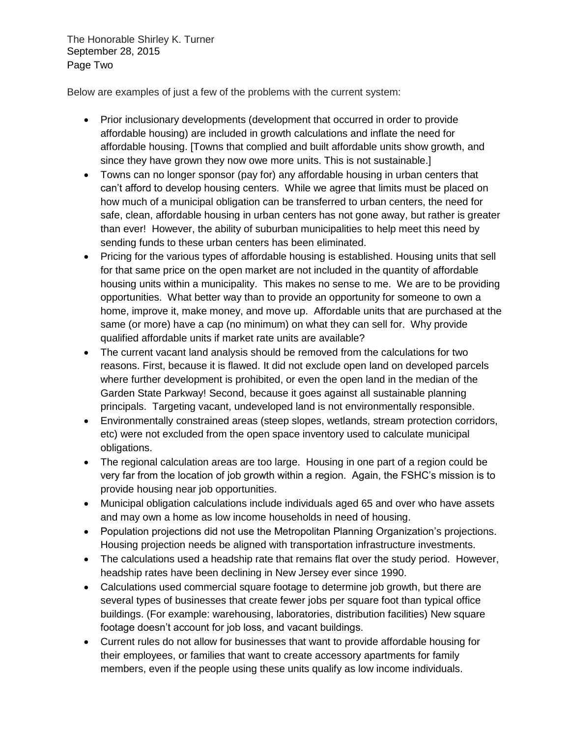Below are examples of just a few of the problems with the current system:

- Prior inclusionary developments (development that occurred in order to provide affordable housing) are included in growth calculations and inflate the need for affordable housing. [Towns that complied and built affordable units show growth, and since they have grown they now owe more units. This is not sustainable.]
- Towns can no longer sponsor (pay for) any affordable housing in urban centers that can't afford to develop housing centers. While we agree that limits must be placed on how much of a municipal obligation can be transferred to urban centers, the need for safe, clean, affordable housing in urban centers has not gone away, but rather is greater than ever! However, the ability of suburban municipalities to help meet this need by sending funds to these urban centers has been eliminated.
- Pricing for the various types of affordable housing is established. Housing units that sell for that same price on the open market are not included in the quantity of affordable housing units within a municipality. This makes no sense to me. We are to be providing opportunities. What better way than to provide an opportunity for someone to own a home, improve it, make money, and move up. Affordable units that are purchased at the same (or more) have a cap (no minimum) on what they can sell for. Why provide qualified affordable units if market rate units are available?
- The current vacant land analysis should be removed from the calculations for two reasons. First, because it is flawed. It did not exclude open land on developed parcels where further development is prohibited, or even the open land in the median of the Garden State Parkway! Second, because it goes against all sustainable planning principals. Targeting vacant, undeveloped land is not environmentally responsible.
- Environmentally constrained areas (steep slopes, wetlands, stream protection corridors, etc) were not excluded from the open space inventory used to calculate municipal obligations.
- The regional calculation areas are too large. Housing in one part of a region could be very far from the location of job growth within a region. Again, the FSHC's mission is to provide housing near job opportunities.
- Municipal obligation calculations include individuals aged 65 and over who have assets and may own a home as low income households in need of housing.
- Population projections did not use the Metropolitan Planning Organization's projections. Housing projection needs be aligned with transportation infrastructure investments.
- The calculations used a headship rate that remains flat over the study period. However, headship rates have been declining in New Jersey ever since 1990.
- Calculations used commercial square footage to determine job growth, but there are several types of businesses that create fewer jobs per square foot than typical office buildings. (For example: warehousing, laboratories, distribution facilities) New square footage doesn't account for job loss, and vacant buildings.
- Current rules do not allow for businesses that want to provide affordable housing for their employees, or families that want to create accessory apartments for family members, even if the people using these units qualify as low income individuals.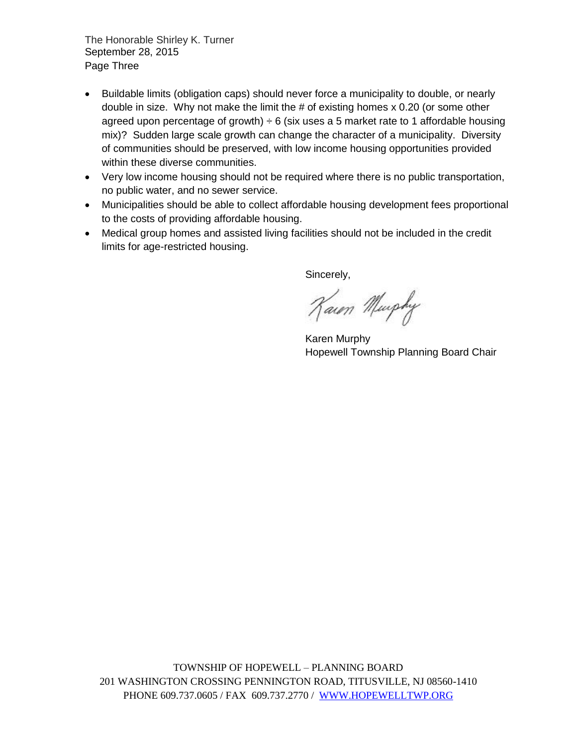- Buildable limits (obligation caps) should never force a municipality to double, or nearly double in size. Why not make the limit the # of existing homes x 0.20 (or some other agreed upon percentage of growth) ÷ 6 (six uses a 5 market rate to 1 affordable housing mix)? Sudden large scale growth can change the character of a municipality. Diversity of communities should be preserved, with low income housing opportunities provided within these diverse communities.
- Very low income housing should not be required where there is no public transportation, no public water, and no sewer service.
- Municipalities should be able to collect affordable housing development fees proportional to the costs of providing affordable housing.
- Medical group homes and assisted living facilities should not be included in the credit limits for age-restricted housing.

Sincerely,

Karen Murphy

Karen Murphy
Hopewell Township Planning Board Chair

TOWNSHIP OF HOPEWELL – PLANNING BOARD
201 WASHINGTON CROSSING PENNINGTON ROAD, TITUSVILLE, NJ 08560-1410
PHONE 609.737.0605 / FAX 609.737.2770 / WWW.HOPEWELLTWP.ORG